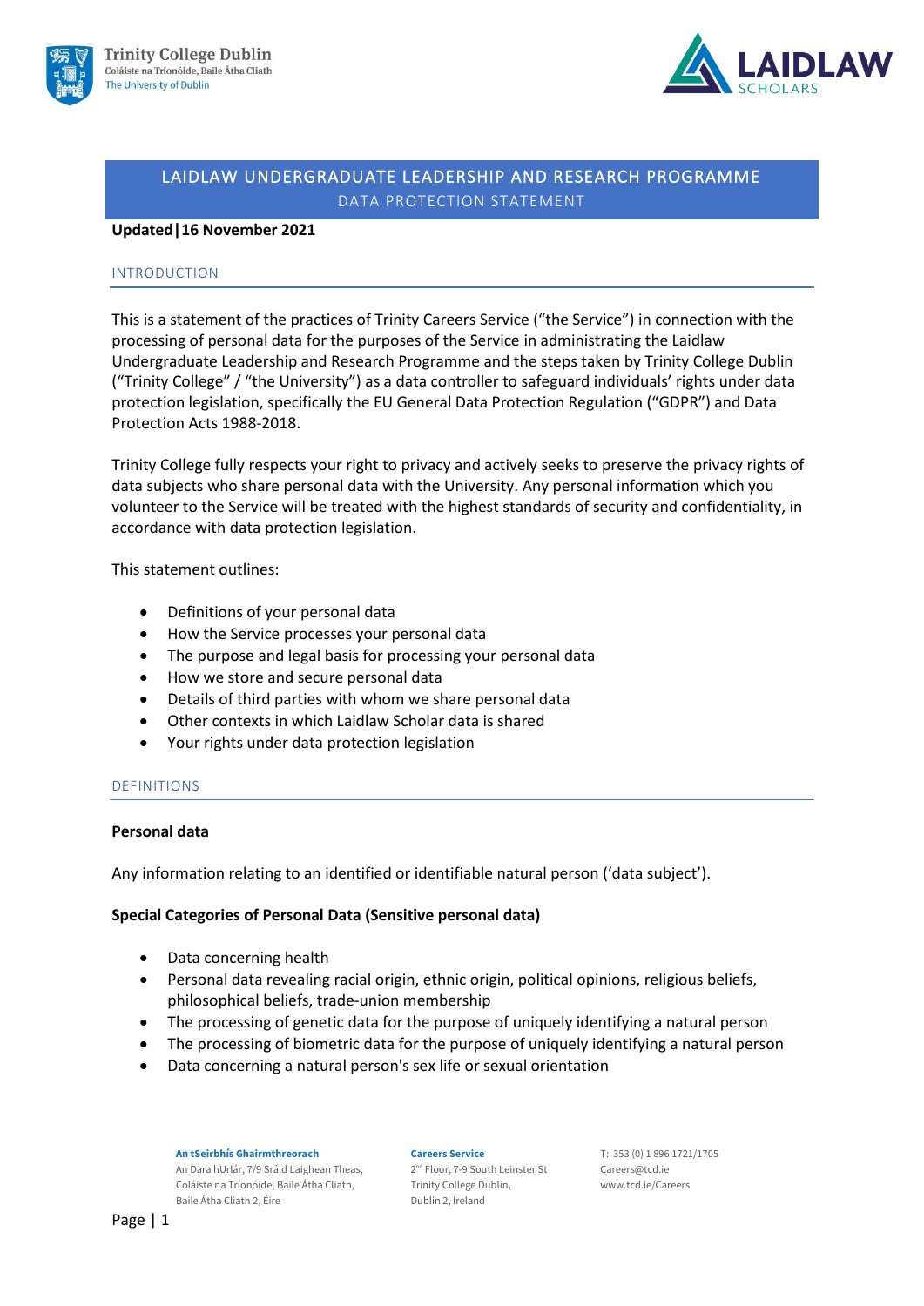# LAIDLAW UNDERGRADUATE LEADERSHIP AND RESEARCH PROGRAMME

## DATA PROTECTION STATEMENT

**Updated | 16 November 2021**

## INTRODUCTION

This is a statement of the practices of Trinity Careers Service ("the Service") in connection with the processing of personal data for the purposes of the Service in administrating the Laidlaw Undergraduate Leadership and Research Programme and the steps taken by Trinity College Dublin ("Trinity College" / "the University") as a data controller to safeguard individuals' rights under data protection legislation, specifically the EU General Data Protection Regulation ("GDPR") and Data Protection Acts 1988-2018.

Trinity College fully respects your right to privacy and actively seeks to preserve the privacy rights of data subjects who share personal data with the University. Any personal information which you volunteer to the Service will be treated with the highest standards of security and confidentiality, in accordance with data protection legislation.

This statement outlines:

- Definitions of your personal data
- How the Service processes your personal data
- The purpose and legal basis for processing your personal data
- How we store and secure personal data
- Details of third parties with whom we share personal data
- Other contexts in which Laidlaw Scholar data is shared
- Your rights under data protection legislation

## DEFINITIONS

**Personal data**

Any information relating to an identified or identifiable natural person ('data subject').

**Special Categories of Personal Data (Sensitive personal data)**

- Data concerning health
- Personal data revealing racial origin, ethnic origin, political opinions, religious beliefs, philosophical beliefs, trade-union membership
- The processing of genetic data for the purpose of uniquely identifying a natural person
- The processing of biometric data for the purpose of uniquely identifying a natural person
- Data concerning a natural person's sex life or sexual orientation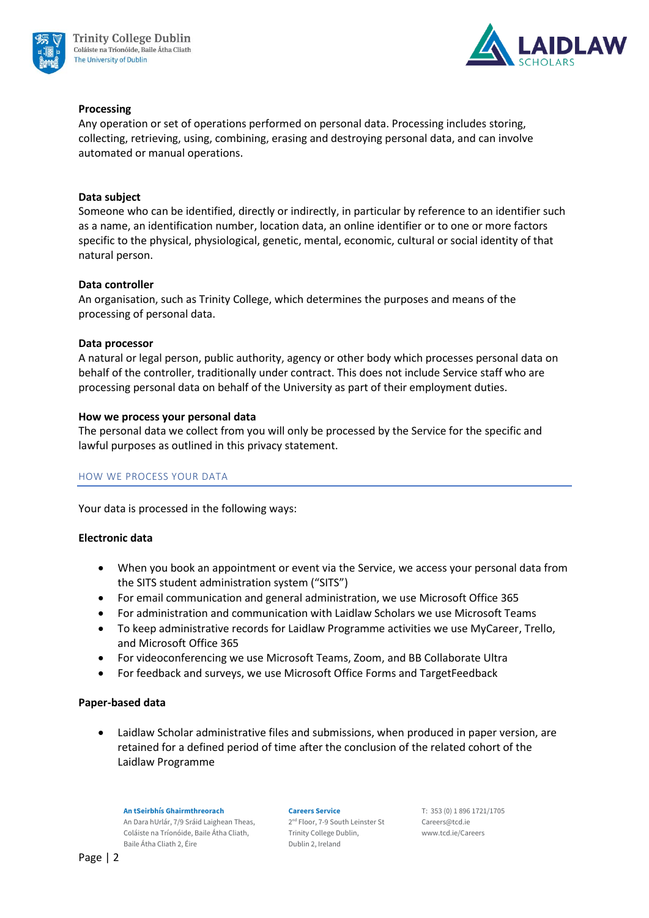**Processing**

Any operation or set of operations performed on personal data. Processing includes storing, collecting, retrieving, using, combining, erasing and destroying personal data, and can involve automated or manual operations.

**Data subject**

Someone who can be identified, directly or indirectly, in particular by reference to an identifier such as a name, an identification number, location data, an online identifier or to one or more factors specific to the physical, physiological, genetic, mental, economic, cultural or social identity of that natural person.

**Data controller**

An organisation, such as Trinity College, which determines the purposes and means of the processing of personal data.

**Data processor**

A natural or legal person, public authority, agency or other body which processes personal data on behalf of the controller, traditionally under contract. This does not include Service staff who are processing personal data on behalf of the University as part of their employment duties.

**How we process your personal data**

The personal data we collect from you will only be processed by the Service for the specific and lawful purposes as outlined in this privacy statement.

## HOW WE PROCESS YOUR DATA

Your data is processed in the following ways:

**Electronic data**

- When you book an appointment or event via the Service, we access your personal data from the SITS student administration system ("SITS")
- For email communication and general administration, we use Microsoft Office 365
- For administration and communication with Laidlaw Scholars we use Microsoft Teams
- To keep administrative records for Laidlaw Programme activities we use MyCareer, Trello, and Microsoft Office 365
- For videoconferencing we use Microsoft Teams, Zoom, and BB Collaborate Ultra
- For feedback and surveys, we use Microsoft Office Forms and TargetFeedback

**Paper-based data**

- Laidlaw Scholar administrative files and submissions, when produced in paper version, are retained for a defined period of time after the conclusion of the related cohort of the Laidlaw Programme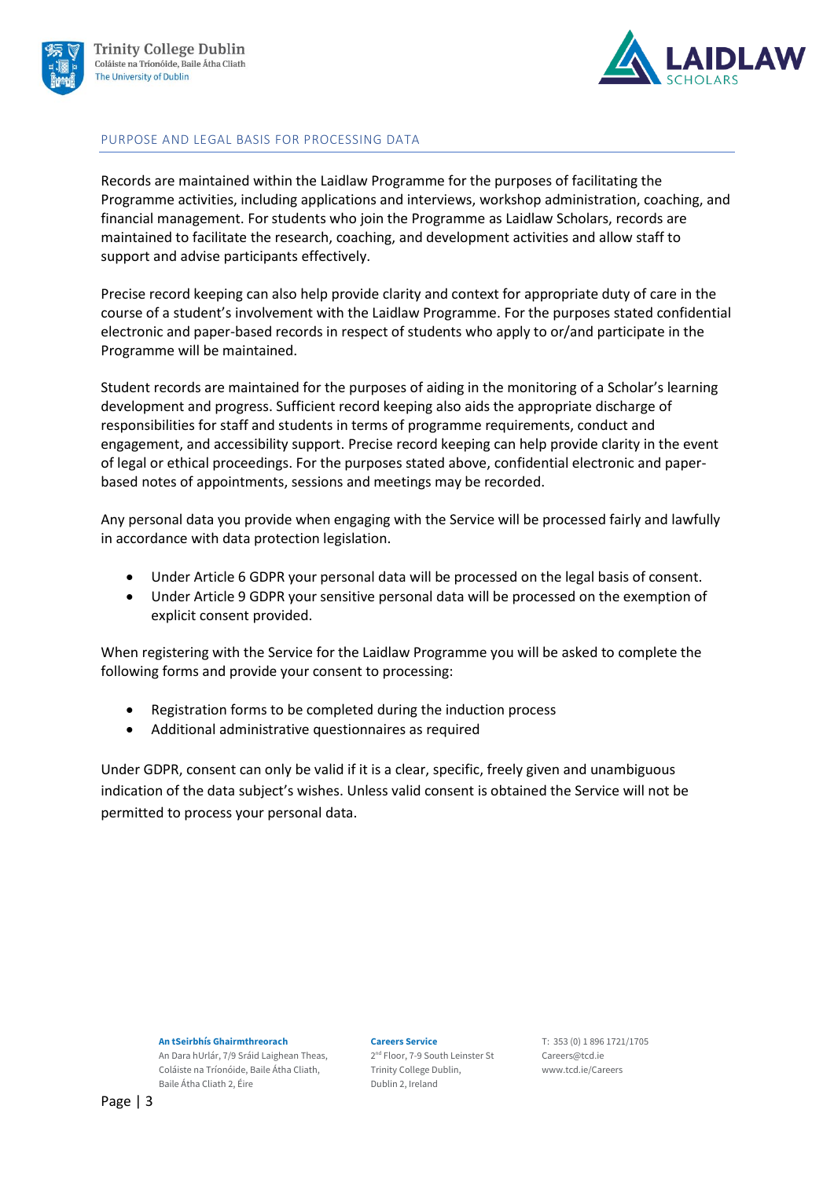## PURPOSE AND LEGAL BASIS FOR PROCESSING DATA

Records are maintained within the Laidlaw Programme for the purposes of facilitating the Programme activities, including applications and interviews, workshop administration, coaching, and financial management. For students who join the Programme as Laidlaw Scholars, records are maintained to facilitate the research, coaching, and development activities and allow staff to support and advise participants effectively.

Precise record keeping can also help provide clarity and context for appropriate duty of care in the course of a student's involvement with the Laidlaw Programme. For the purposes stated confidential electronic and paper-based records in respect of students who apply to or/and participate in the Programme will be maintained.

Student records are maintained for the purposes of aiding in the monitoring of a Scholar's learning development and progress. Sufficient record keeping also aids the appropriate discharge of responsibilities for staff and students in terms of programme requirements, conduct and engagement, and accessibility support. Precise record keeping can help provide clarity in the event of legal or ethical proceedings. For the purposes stated above, confidential electronic and paper-based notes of appointments, sessions and meetings may be recorded.

Any personal data you provide when engaging with the Service will be processed fairly and lawfully in accordance with data protection legislation.

- Under Article 6 GDPR your personal data will be processed on the legal basis of consent.
- Under Article 9 GDPR your sensitive personal data will be processed on the exemption of explicit consent provided.

When registering with the Service for the Laidlaw Programme you will be asked to complete the following forms and provide your consent to processing:

- Registration forms to be completed during the induction process
- Additional administrative questionnaires as required

Under GDPR, consent can only be valid if it is a clear, specific, freely given and unambiguous indication of the data subject's wishes. Unless valid consent is obtained the Service will not be permitted to process your personal data.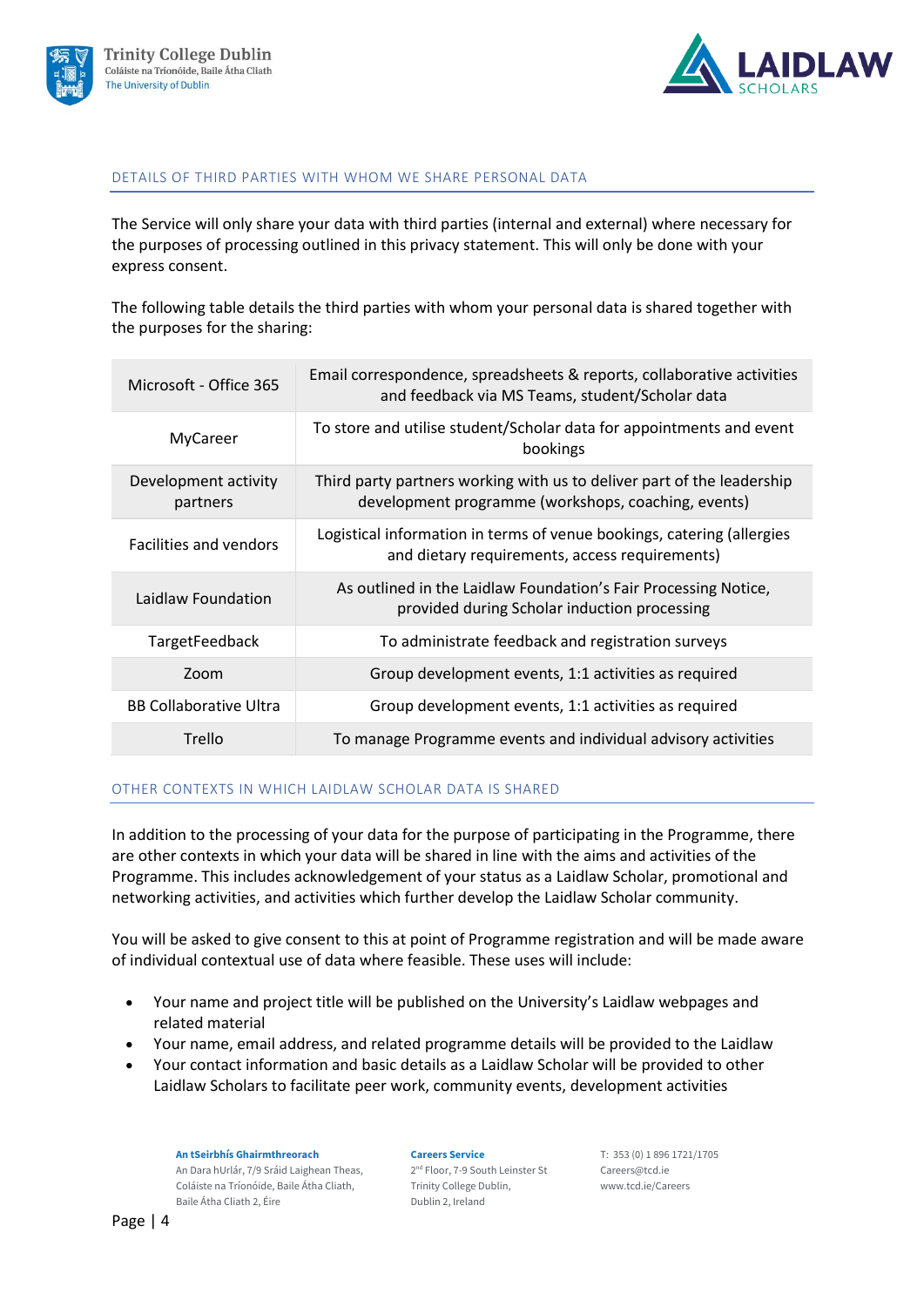## DETAILS OF THIRD PARTIES WITH WHOM WE SHARE PERSONAL DATA

The Service will only share your data with third parties (internal and external) where necessary for the purposes of processing outlined in this privacy statement. This will only be done with your express consent.

The following table details the third parties with whom your personal data is shared together with the purposes for the sharing:

| | |
|---|---|
| Microsoft - Office 365 | Email correspondence, spreadsheets & reports, collaborative activities and feedback via MS Teams, student/Scholar data |
| MyCareer | To store and utilise student/Scholar data for appointments and event bookings |
| Development activity partners | Third party partners working with us to deliver part of the leadership development programme (workshops, coaching, events) |
| Facilities and vendors | Logistical information in terms of venue bookings, catering (allergies and dietary requirements, access requirements) |
| Laidlaw Foundation | As outlined in the Laidlaw Foundation's Fair Processing Notice, provided during Scholar induction processing |
| TargetFeedback | To administrate feedback and registration surveys |
| Zoom | Group development events, 1:1 activities as required |
| BB Collaborative Ultra | Group development events, 1:1 activities as required |
| Trello | To manage Programme events and individual advisory activities |

## OTHER CONTEXTS IN WHICH LAIDLAW SCHOLAR DATA IS SHARED

In addition to the processing of your data for the purpose of participating in the Programme, there are other contexts in which your data will be shared in line with the aims and activities of the Programme. This includes acknowledgement of your status as a Laidlaw Scholar, promotional and networking activities, and activities which further develop the Laidlaw Scholar community.

You will be asked to give consent to this at point of Programme registration and will be made aware of individual contextual use of data where feasible. These uses will include:

- Your name and project title will be published on the University's Laidlaw webpages and related material
- Your name, email address, and related programme details will be provided to the Laidlaw
- Your contact information and basic details as a Laidlaw Scholar will be provided to other Laidlaw Scholars to facilitate peer work, community events, development activities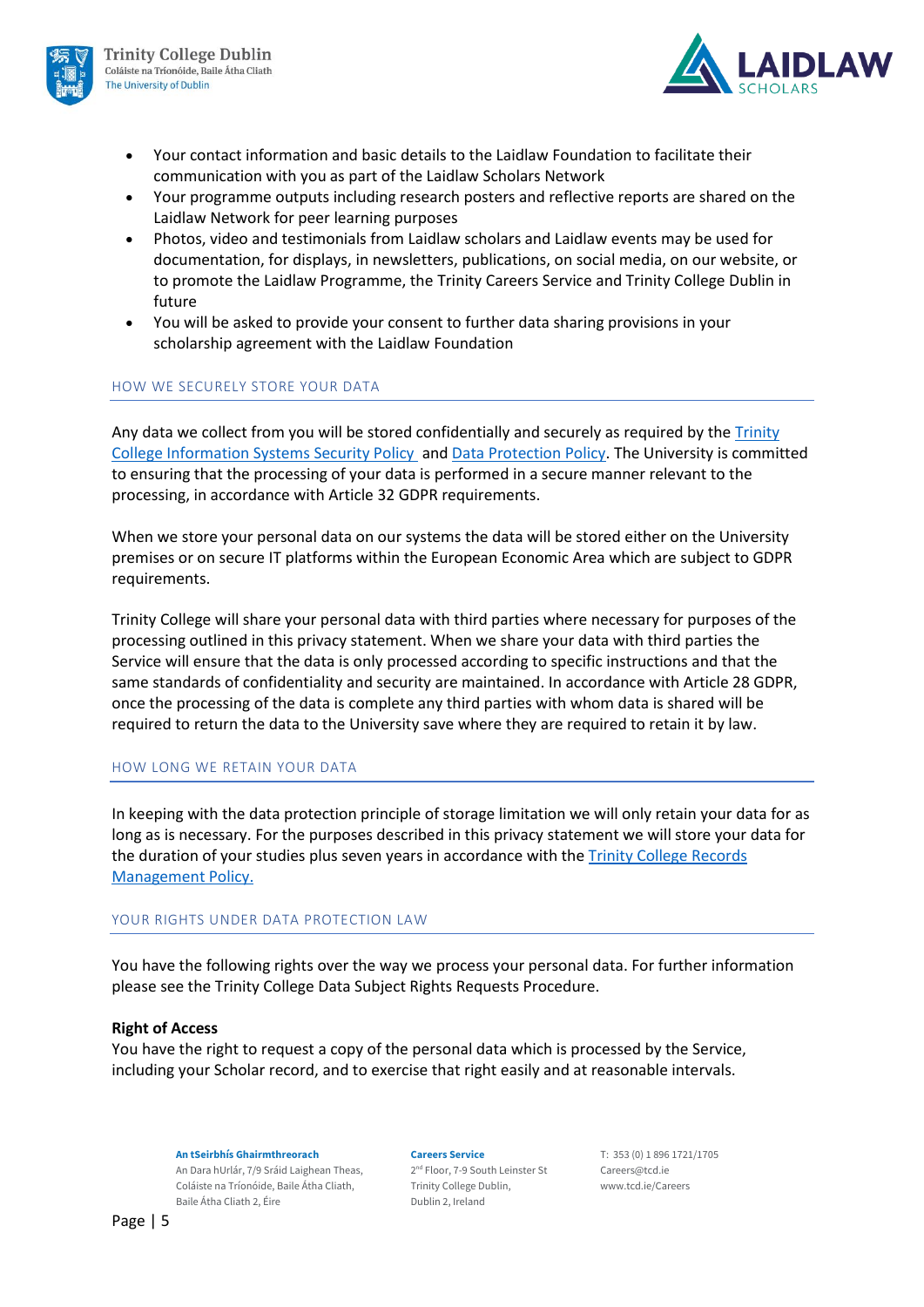- Your contact information and basic details to the Laidlaw Foundation to facilitate their communication with you as part of the Laidlaw Scholars Network
- Your programme outputs including research posters and reflective reports are shared on the Laidlaw Network for peer learning purposes
- Photos, video and testimonials from Laidlaw scholars and Laidlaw events may be used for documentation, for displays, in newsletters, publications, on social media, on our website, or to promote the Laidlaw Programme, the Trinity Careers Service and Trinity College Dublin in future
- You will be asked to provide your consent to further data sharing provisions in your scholarship agreement with the Laidlaw Foundation

## HOW WE SECURELY STORE YOUR DATA

Any data we collect from you will be stored confidentially and securely as required by the Trinity College Information Systems Security Policy and Data Protection Policy. The University is committed to ensuring that the processing of your data is performed in a secure manner relevant to the processing, in accordance with Article 32 GDPR requirements.

When we store your personal data on our systems the data will be stored either on the University premises or on secure IT platforms within the European Economic Area which are subject to GDPR requirements.

Trinity College will share your personal data with third parties where necessary for purposes of the processing outlined in this privacy statement. When we share your data with third parties the Service will ensure that the data is only processed according to specific instructions and that the same standards of confidentiality and security are maintained. In accordance with Article 28 GDPR, once the processing of the data is complete any third parties with whom data is shared will be required to return the data to the University save where they are required to retain it by law.

## HOW LONG WE RETAIN YOUR DATA

In keeping with the data protection principle of storage limitation we will only retain your data for as long as is necessary. For the purposes described in this privacy statement we will store your data for the duration of your studies plus seven years in accordance with the Trinity College Records Management Policy.

## YOUR RIGHTS UNDER DATA PROTECTION LAW

You have the following rights over the way we process your personal data. For further information please see the Trinity College Data Subject Rights Requests Procedure.

**Right of Access**
You have the right to request a copy of the personal data which is processed by the Service, including your Scholar record, and to exercise that right easily and at reasonable intervals.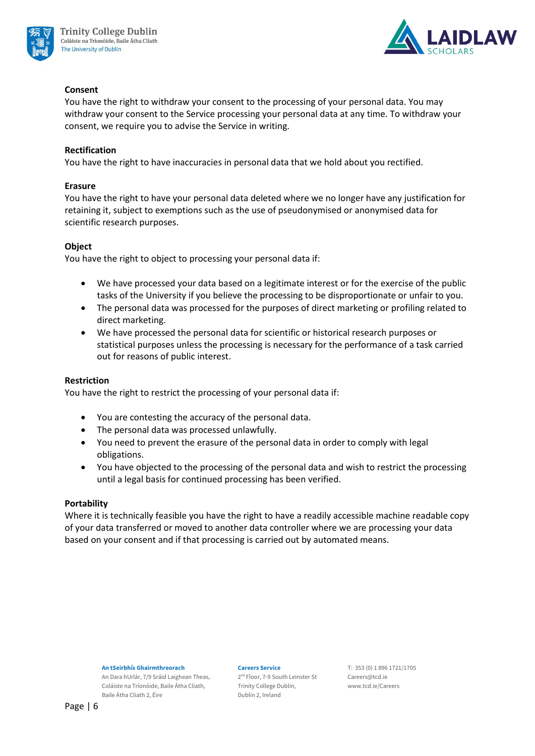**Consent**

You have the right to withdraw your consent to the processing of your personal data. You may withdraw your consent to the Service processing your personal data at any time. To withdraw your consent, we require you to advise the Service in writing.

**Rectification**

You have the right to have inaccuracies in personal data that we hold about you rectified.

**Erasure**

You have the right to have your personal data deleted where we no longer have any justification for retaining it, subject to exemptions such as the use of pseudonymised or anonymised data for scientific research purposes.

**Object**

You have the right to object to processing your personal data if:

- We have processed your data based on a legitimate interest or for the exercise of the public tasks of the University if you believe the processing to be disproportionate or unfair to you.
- The personal data was processed for the purposes of direct marketing or profiling related to direct marketing.
- We have processed the personal data for scientific or historical research purposes or statistical purposes unless the processing is necessary for the performance of a task carried out for reasons of public interest.

**Restriction**

You have the right to restrict the processing of your personal data if:

- You are contesting the accuracy of the personal data.
- The personal data was processed unlawfully.
- You need to prevent the erasure of the personal data in order to comply with legal obligations.
- You have objected to the processing of the personal data and wish to restrict the processing until a legal basis for continued processing has been verified.

**Portability**

Where it is technically feasible you have the right to have a readily accessible machine readable copy of your data transferred or moved to another data controller where we are processing your data based on your consent and if that processing is carried out by automated means.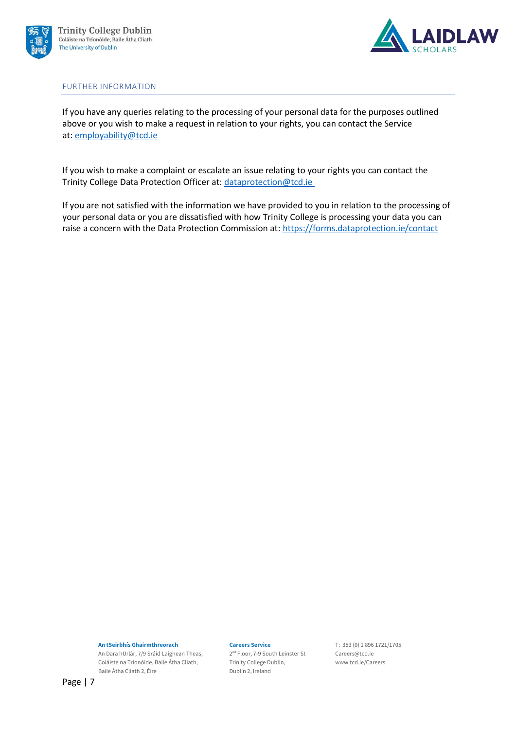## FURTHER INFORMATION

If you have any queries relating to the processing of your personal data for the purposes outlined above or you wish to make a request in relation to your rights, you can contact the Service at: employability@tcd.ie

If you wish to make a complaint or escalate an issue relating to your rights you can contact the Trinity College Data Protection Officer at: dataprotection@tcd.ie

If you are not satisfied with the information we have provided to you in relation to the processing of your personal data or you are dissatisfied with how Trinity College is processing your data you can raise a concern with the Data Protection Commission at: https://forms.dataprotection.ie/contact